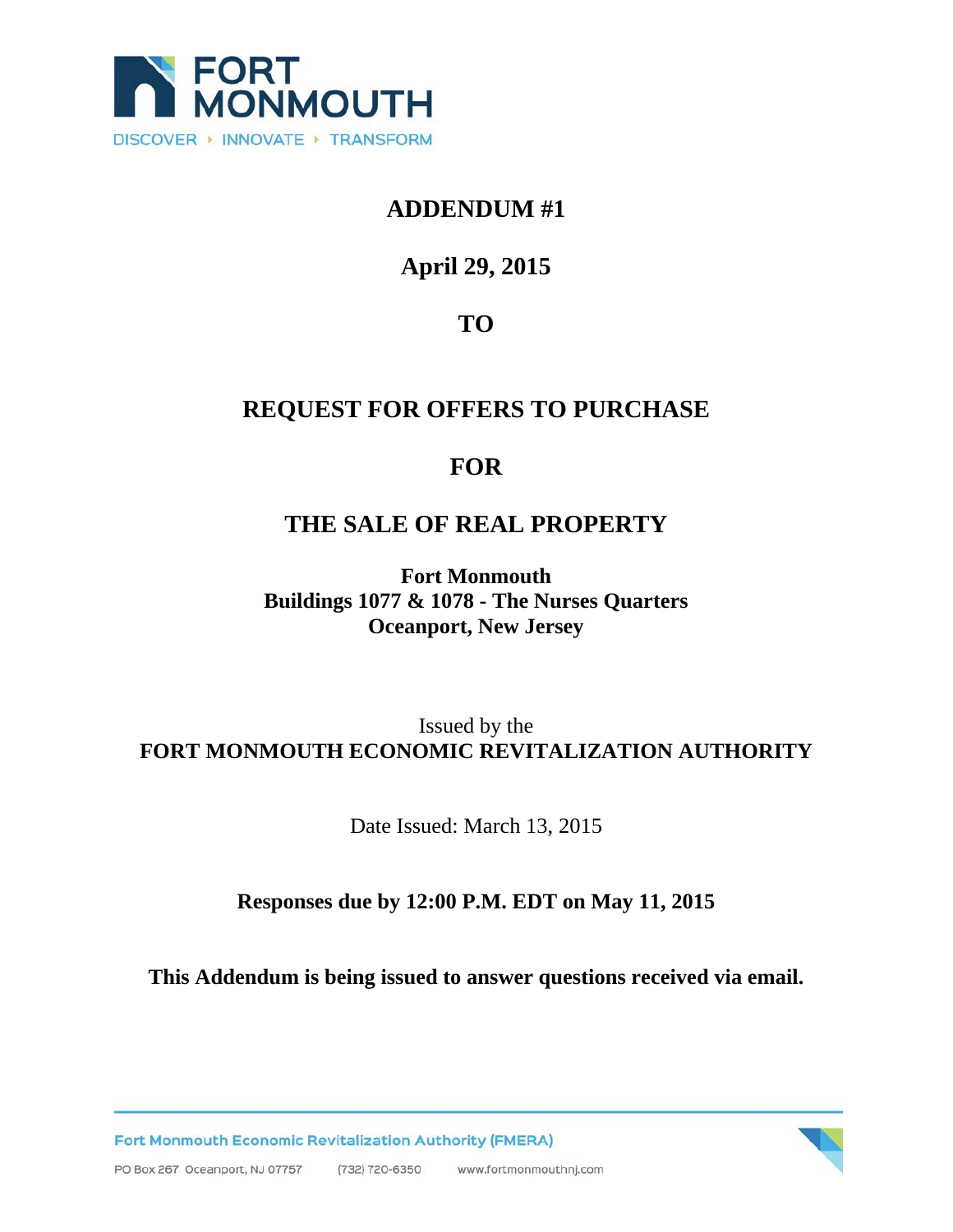FORT MONMOUTH

DISCOVER ▸ INNOVATE ▸ TRANSFORM

# ADDENDUM #1

## April 29, 2015

## TO

# REQUEST FOR OFFERS TO PURCHASE

# FOR

# THE SALE OF REAL PROPERTY

**Fort Monmouth**
**Buildings 1077 & 1078 - The Nurses Quarters**
**Oceanport, New Jersey**

Issued by the
**FORT MONMOUTH ECONOMIC REVITALIZATION AUTHORITY**

Date Issued: March 13, 2015

**Responses due by 12:00 P.M. EDT on May 11, 2015**

**This Addendum is being issued to answer questions received via email.**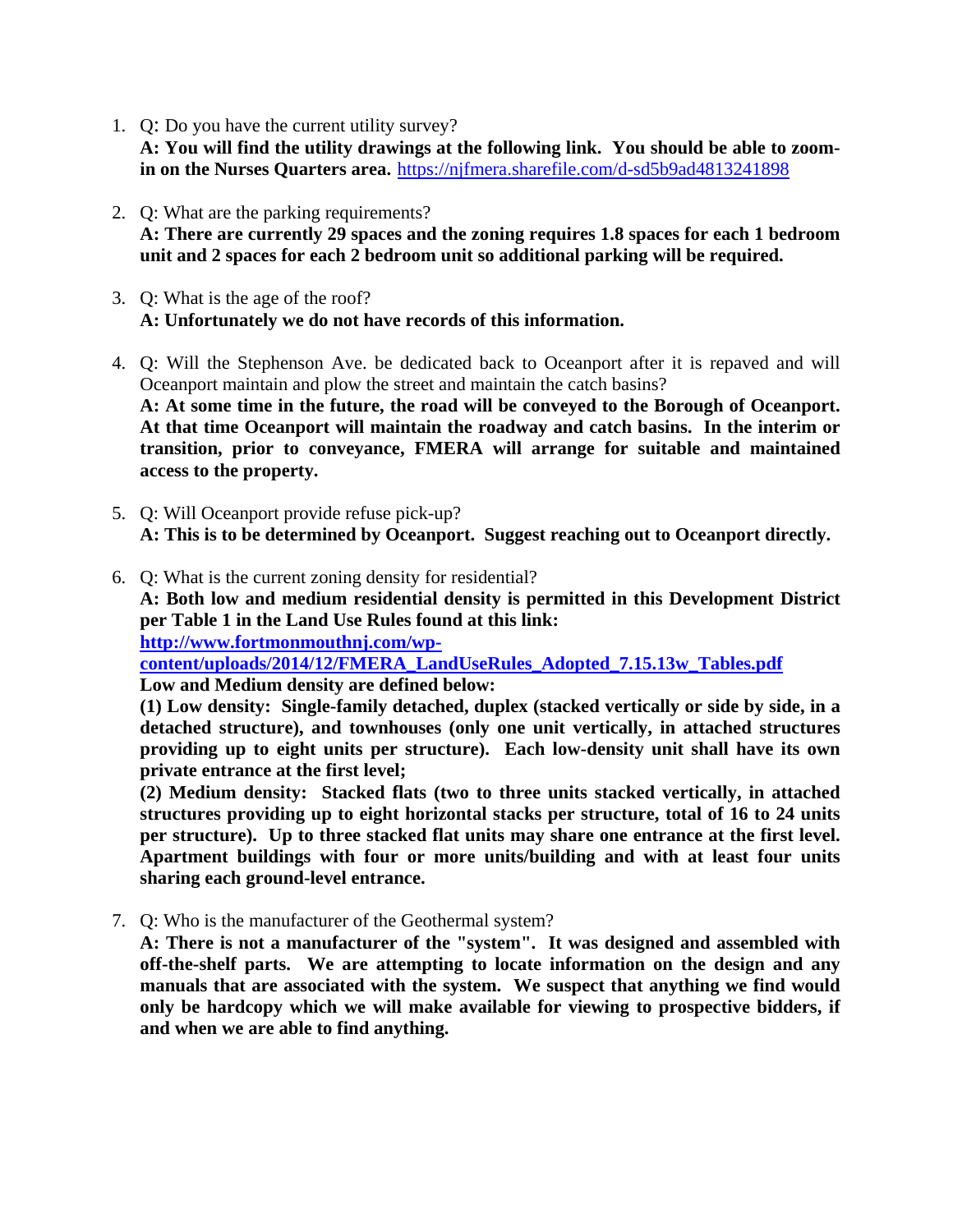1. Q: Do you have the current utility survey?
   **A: You will find the utility drawings at the following link. You should be able to zoom-in on the Nurses Quarters area.** https://njfmera.sharefile.com/d-sd5b9ad4813241898

2. Q: What are the parking requirements?
   **A: There are currently 29 spaces and the zoning requires 1.8 spaces for each 1 bedroom unit and 2 spaces for each 2 bedroom unit so additional parking will be required.**

3. Q: What is the age of the roof?
   **A: Unfortunately we do not have records of this information.**

4. Q: Will the Stephenson Ave. be dedicated back to Oceanport after it is repaved and will Oceanport maintain and plow the street and maintain the catch basins?
   **A: At some time in the future, the road will be conveyed to the Borough of Oceanport. At that time Oceanport will maintain the roadway and catch basins. In the interim or transition, prior to conveyance, FMERA will arrange for suitable and maintained access to the property.**

5. Q: Will Oceanport provide refuse pick-up?
   **A: This is to be determined by Oceanport. Suggest reaching out to Oceanport directly.**

6. Q: What is the current zoning density for residential?
   **A: Both low and medium residential density is permitted in this Development District per Table 1 in the Land Use Rules found at this link:**
   **http://www.fortmonmouthnj.com/wp-content/uploads/2014/12/FMERA_LandUseRules_Adopted_7.15.13w_Tables.pdf**
   **Low and Medium density are defined below:**
   **(1) Low density: Single-family detached, duplex (stacked vertically or side by side, in a detached structure), and townhouses (only one unit vertically, in attached structures providing up to eight units per structure). Each low-density unit shall have its own private entrance at the first level;**
   **(2) Medium density: Stacked flats (two to three units stacked vertically, in attached structures providing up to eight horizontal stacks per structure, total of 16 to 24 units per structure). Up to three stacked flat units may share one entrance at the first level. Apartment buildings with four or more units/building and with at least four units sharing each ground-level entrance.**

7. Q: Who is the manufacturer of the Geothermal system?
   **A: There is not a manufacturer of the "system". It was designed and assembled with off-the-shelf parts. We are attempting to locate information on the design and any manuals that are associated with the system. We suspect that anything we find would only be hardcopy which we will make available for viewing to prospective bidders, if and when we are able to find anything.**